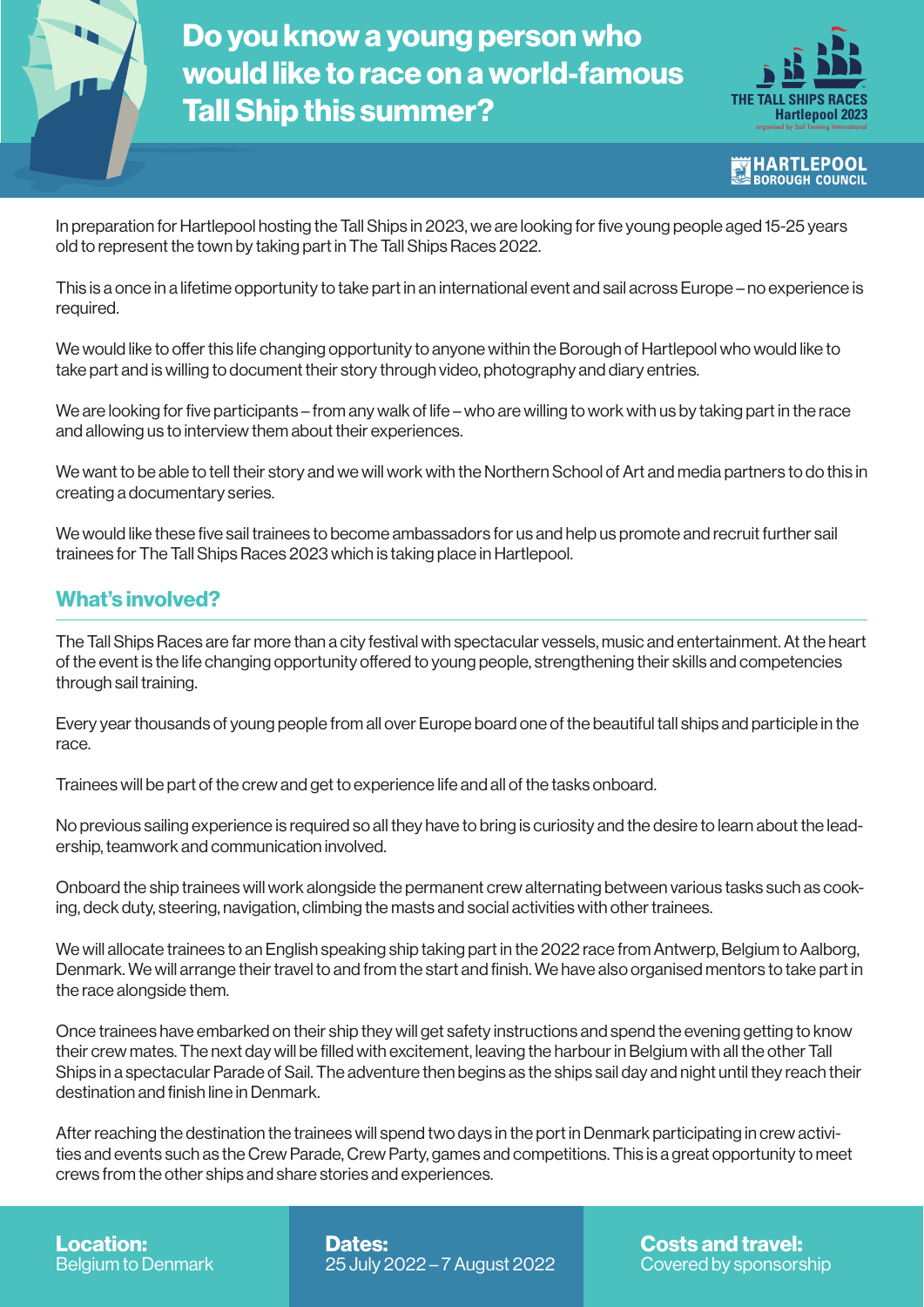# Do you know a young person who would like to race on a world-famous Tall Ship this summer?

THE TALL SHIPS RACES Hartlepool 2023
organised by Sail Training International

HARTLEPOOL BOROUGH COUNCIL

In preparation for Hartlepool hosting the Tall Ships in 2023, we are looking for five young people aged 15-25 years old to represent the town by taking part in The Tall Ships Races 2022.

This is a once in a lifetime opportunity to take part in an international event and sail across Europe – no experience is required.

We would like to offer this life changing opportunity to anyone within the Borough of Hartlepool who would like to take part and is willing to document their story through video, photography and diary entries.

We are looking for five participants – from any walk of life – who are willing to work with us by taking part in the race and allowing us to interview them about their experiences.

We want to be able to tell their story and we will work with the Northern School of Art and media partners to do this in creating a documentary series.

We would like these five sail trainees to become ambassadors for us and help us promote and recruit further sail trainees for The Tall Ships Races 2023 which is taking place in Hartlepool.

## What's involved?

The Tall Ships Races are far more than a city festival with spectacular vessels, music and entertainment. At the heart of the event is the life changing opportunity offered to young people, strengthening their skills and competencies through sail training.

Every year thousands of young people from all over Europe board one of the beautiful tall ships and participle in the race.

Trainees will be part of the crew and get to experience life and all of the tasks onboard.

No previous sailing experience is required so all they have to bring is curiosity and the desire to learn about the leadership, teamwork and communication involved.

Onboard the ship trainees will work alongside the permanent crew alternating between various tasks such as cooking, deck duty, steering, navigation, climbing the masts and social activities with other trainees.

We will allocate trainees to an English speaking ship taking part in the 2022 race from Antwerp, Belgium to Aalborg, Denmark. We will arrange their travel to and from the start and finish. We have also organised mentors to take part in the race alongside them.

Once trainees have embarked on their ship they will get safety instructions and spend the evening getting to know their crew mates. The next day will be filled with excitement, leaving the harbour in Belgium with all the other Tall Ships in a spectacular Parade of Sail. The adventure then begins as the ships sail day and night until they reach their destination and finish line in Denmark.

After reaching the destination the trainees will spend two days in the port in Denmark participating in crew activities and events such as the Crew Parade, Crew Party, games and competitions. This is a great opportunity to meet crews from the other ships and share stories and experiences.

**Location:**
Belgium to Denmark

**Dates:**
25 July 2022 – 7 August 2022

**Costs and travel:**
Covered by sponsorship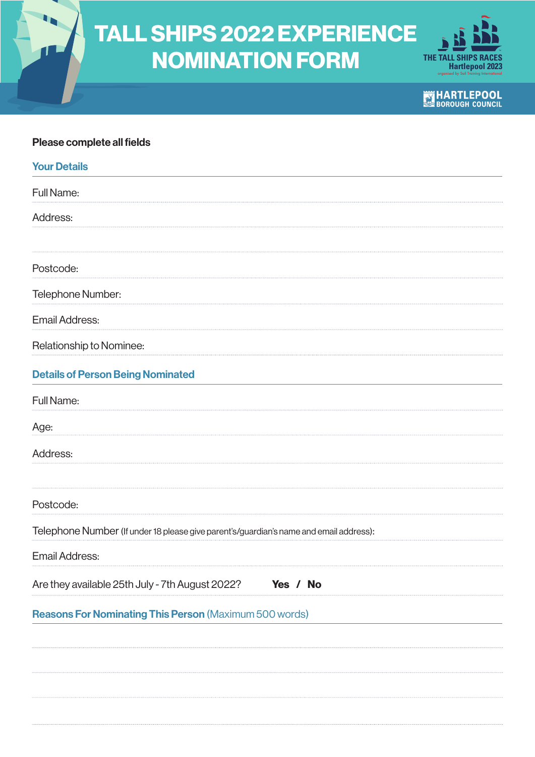# TALL SHIPS 2022 EXPERIENCE NOMINATION FORM

THE TALL SHIPS RACES Hartlepool 2023 organised by Sail Training International

HARTLEPOOL BOROUGH COUNCIL

**Please complete all fields**

## Your Details

Full Name:

Address:

Postcode:

Telephone Number:

Email Address:

Relationship to Nominee:

## Details of Person Being Nominated

Full Name:

Age:

Address:

Postcode:

Telephone Number (If under 18 please give parent's/guardian's name and email address):

Email Address:

Are they available 25th July - 7th August 2022? **Yes / No**

## Reasons For Nominating This Person (Maximum 500 words)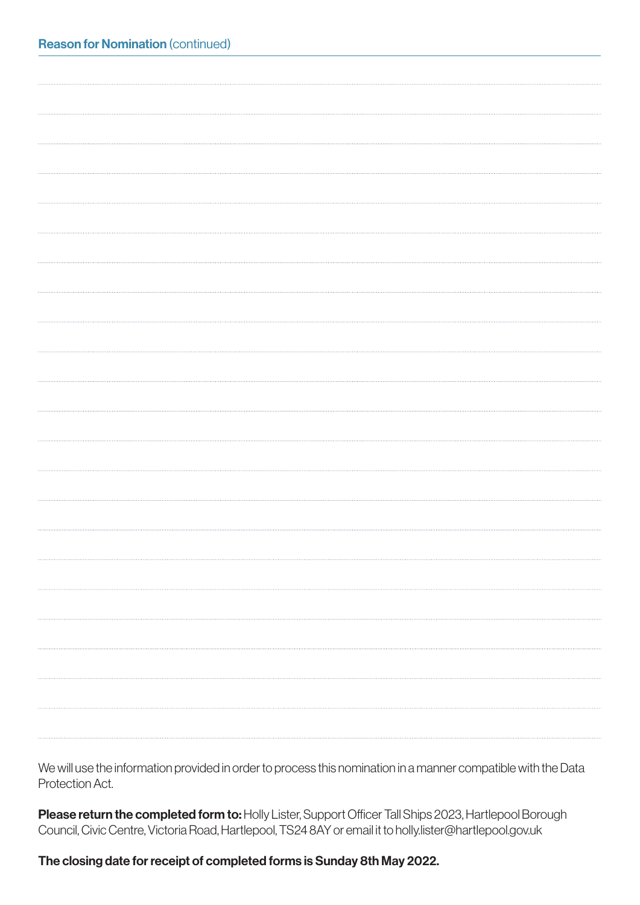## **Reason for Nomination** (continued)

We will use the information provided in order to process this nomination in a manner compatible with the Data Protection Act.

**Please return the completed form to:** Holly Lister, Support Officer Tall Ships 2023, Hartlepool Borough Council, Civic Centre, Victoria Road, Hartlepool, TS24 8AY or email it to holly.lister@hartlepool.gov.uk

**The closing date for receipt of completed forms is Sunday 8th May 2022.**